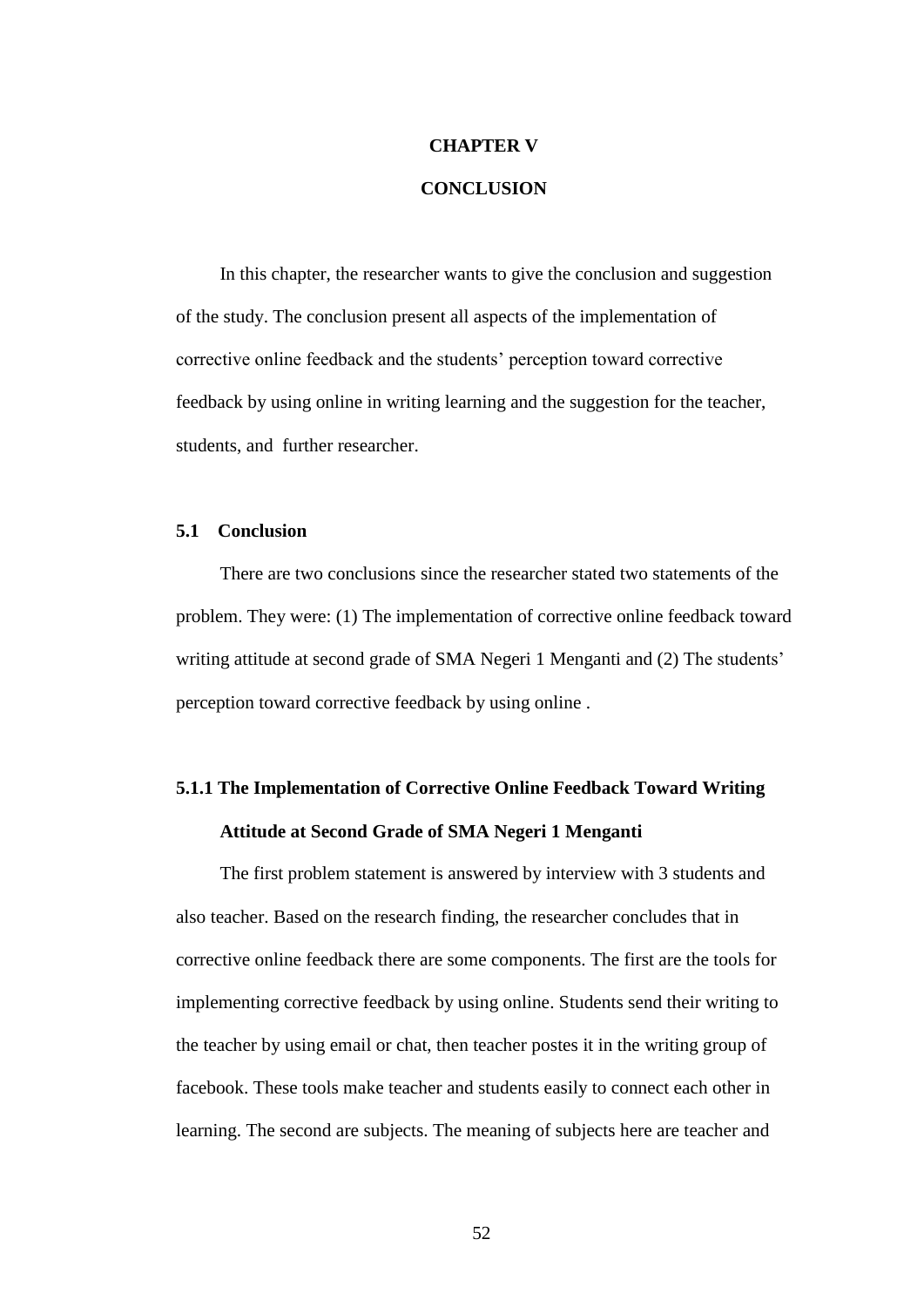# CHAPTER V

# CONCLUSION

In this chapter, the researcher wants to give the conclusion and suggestion of the study. The conclusion present all aspects of the implementation of corrective online feedback and the students' perception toward corrective feedback by using online in writing learning and the suggestion for the teacher, students, and further researcher.

## 5.1 Conclusion

There are two conclusions since the researcher stated two statements of the problem. They were: (1) The implementation of corrective online feedback toward writing attitude at second grade of SMA Negeri 1 Menganti and (2) The students' perception toward corrective feedback by using online .

### 5.1.1 The Implementation of Corrective Online Feedback Toward Writing Attitude at Second Grade of SMA Negeri 1 Menganti

The first problem statement is answered by interview with 3 students and also teacher. Based on the research finding, the researcher concludes that in corrective online feedback there are some components. The first are the tools for implementing corrective feedback by using online. Students send their writing to the teacher by using email or chat, then teacher postes it in the writing group of facebook. These tools make teacher and students easily to connect each other in learning. The second are subjects. The meaning of subjects here are teacher and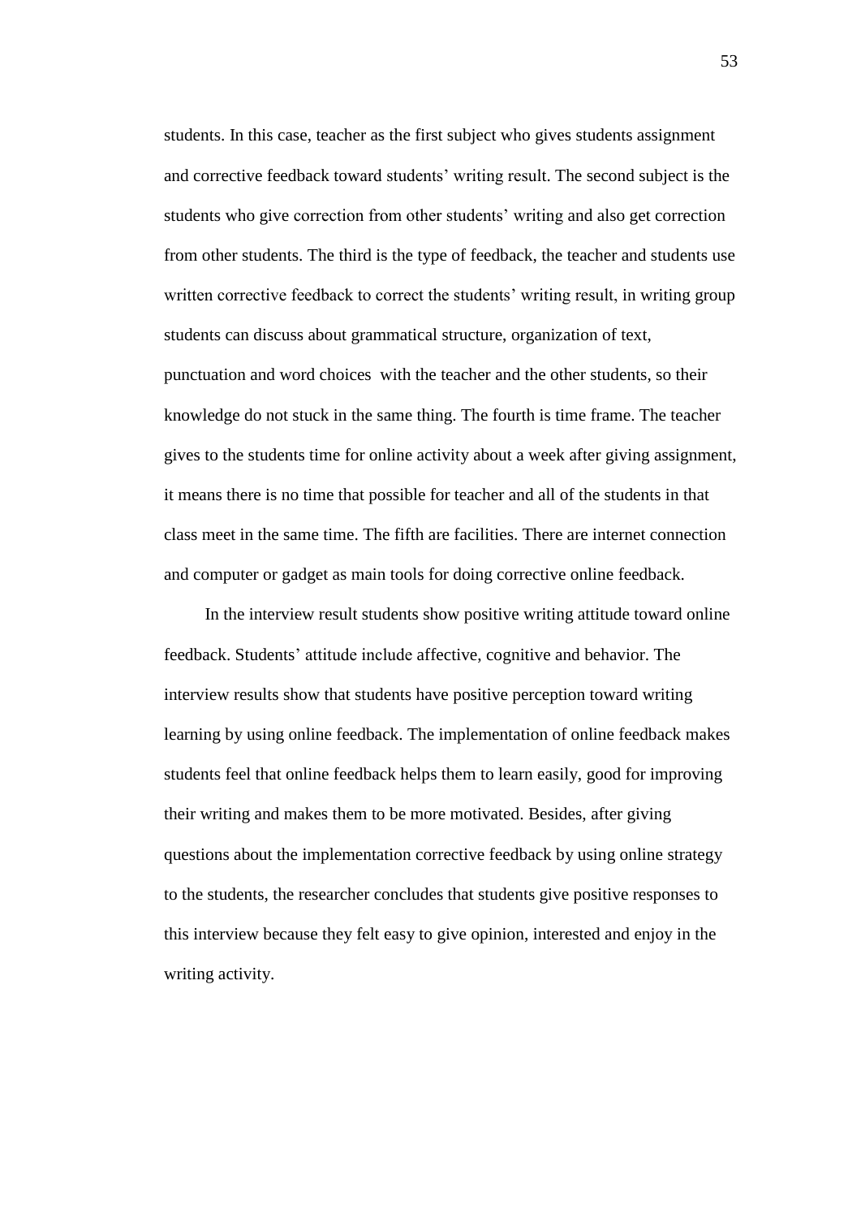students. In this case, teacher as the first subject who gives students assignment and corrective feedback toward students' writing result. The second subject is the students who give correction from other students' writing and also get correction from other students. The third is the type of feedback, the teacher and students use written corrective feedback to correct the students' writing result, in writing group students can discuss about grammatical structure, organization of text, punctuation and word choices with the teacher and the other students, so their knowledge do not stuck in the same thing. The fourth is time frame. The teacher gives to the students time for online activity about a week after giving assignment, it means there is no time that possible for teacher and all of the students in that class meet in the same time. The fifth are facilities. There are internet connection and computer or gadget as main tools for doing corrective online feedback.

In the interview result students show positive writing attitude toward online feedback. Students' attitude include affective, cognitive and behavior. The interview results show that students have positive perception toward writing learning by using online feedback. The implementation of online feedback makes students feel that online feedback helps them to learn easily, good for improving their writing and makes them to be more motivated. Besides, after giving questions about the implementation corrective feedback by using online strategy to the students, the researcher concludes that students give positive responses to this interview because they felt easy to give opinion, interested and enjoy in the writing activity.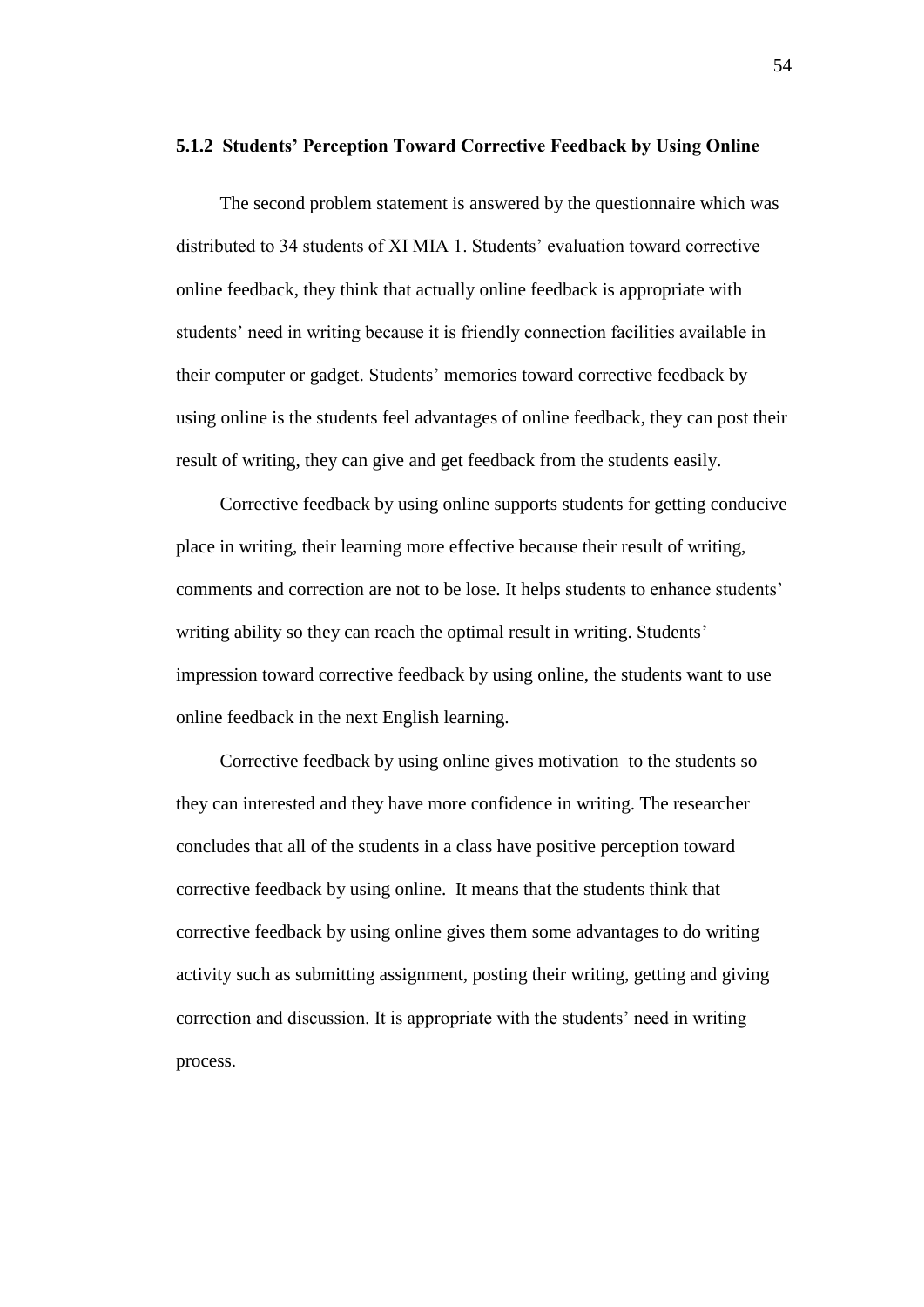### 5.1.2 Students' Perception Toward Corrective Feedback by Using Online

The second problem statement is answered by the questionnaire which was distributed to 34 students of XI MIA 1. Students' evaluation toward corrective online feedback, they think that actually online feedback is appropriate with students' need in writing because it is friendly connection facilities available in their computer or gadget. Students' memories toward corrective feedback by using online is the students feel advantages of online feedback, they can post their result of writing, they can give and get feedback from the students easily.

Corrective feedback by using online supports students for getting conducive place in writing, their learning more effective because their result of writing, comments and correction are not to be lose. It helps students to enhance students' writing ability so they can reach the optimal result in writing. Students' impression toward corrective feedback by using online, the students want to use online feedback in the next English learning.

Corrective feedback by using online gives motivation to the students so they can interested and they have more confidence in writing. The researcher concludes that all of the students in a class have positive perception toward corrective feedback by using online. It means that the students think that corrective feedback by using online gives them some advantages to do writing activity such as submitting assignment, posting their writing, getting and giving correction and discussion. It is appropriate with the students' need in writing process.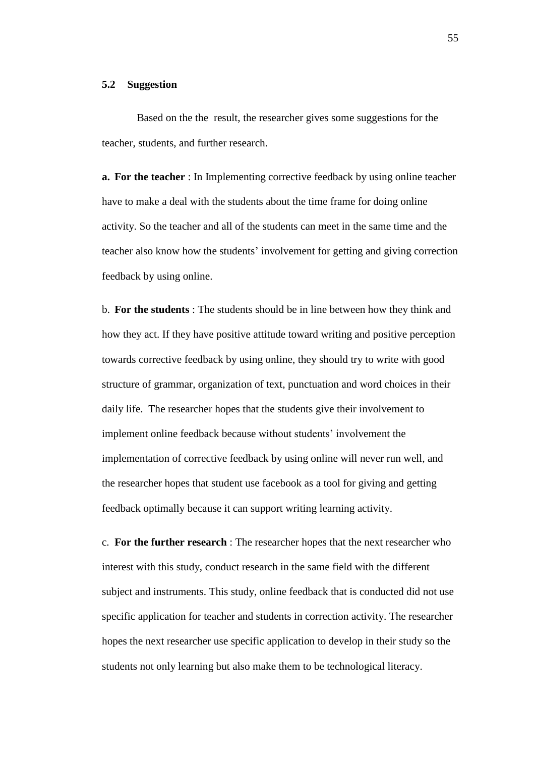### 5.2 Suggestion

Based on the the result, the researcher gives some suggestions for the teacher, students, and further research.

**a. For the teacher** : In Implementing corrective feedback by using online teacher have to make a deal with the students about the time frame for doing online activity. So the teacher and all of the students can meet in the same time and the teacher also know how the students' involvement for getting and giving correction feedback by using online.

b. **For the students** : The students should be in line between how they think and how they act. If they have positive attitude toward writing and positive perception towards corrective feedback by using online, they should try to write with good structure of grammar, organization of text, punctuation and word choices in their daily life. The researcher hopes that the students give their involvement to implement online feedback because without students' involvement the implementation of corrective feedback by using online will never run well, and the researcher hopes that student use facebook as a tool for giving and getting feedback optimally because it can support writing learning activity.

c. **For the further research** : The researcher hopes that the next researcher who interest with this study, conduct research in the same field with the different subject and instruments. This study, online feedback that is conducted did not use specific application for teacher and students in correction activity. The researcher hopes the next researcher use specific application to develop in their study so the students not only learning but also make them to be technological literacy.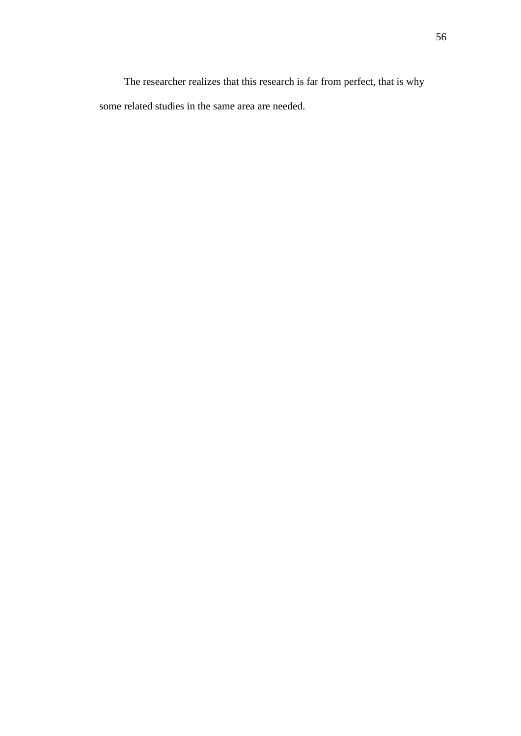The researcher realizes that this research is far from perfect, that is why some related studies in the same area are needed.